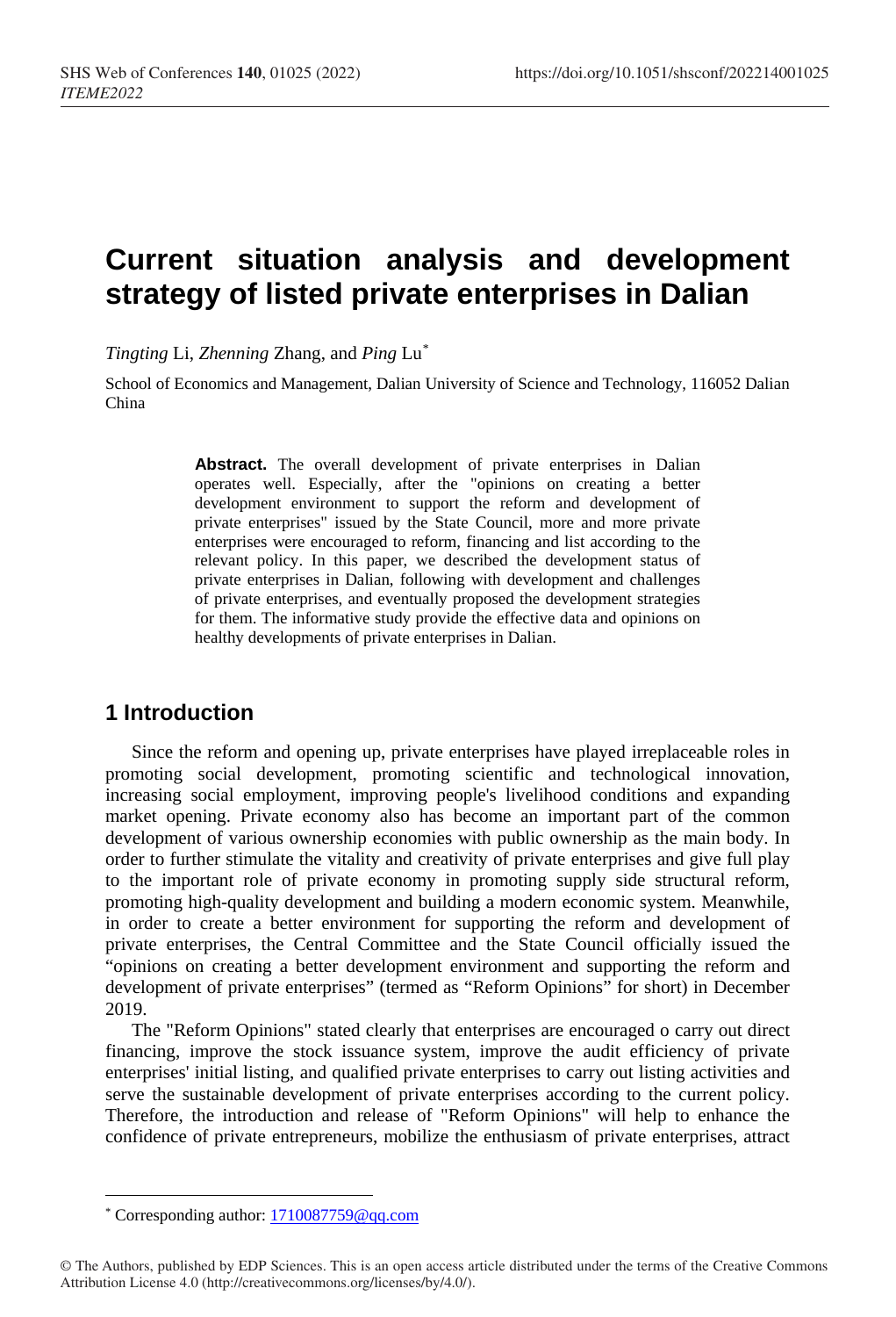# Current situation analysis and development strategy of listed private enterprises in Dalian

*Tingting* Li, *Zhenning* Zhang, and *Ping* Lu*

School of Economics and Management, Dalian University of Science and Technology, 116052 Dalian China

**Abstract.** The overall development of private enterprises in Dalian operates well. Especially, after the "opinions on creating a better development environment to support the reform and development of private enterprises" issued by the State Council, more and more private enterprises were encouraged to reform, financing and list according to the relevant policy. In this paper, we described the development status of private enterprises in Dalian, following with development and challenges of private enterprises, and eventually proposed the development strategies for them. The informative study provide the effective data and opinions on healthy developments of private enterprises in Dalian.

## 1 Introduction

Since the reform and opening up, private enterprises have played irreplaceable roles in promoting social development, promoting scientific and technological innovation, increasing social employment, improving people's livelihood conditions and expanding market opening. Private economy also has become an important part of the common development of various ownership economies with public ownership as the main body. In order to further stimulate the vitality and creativity of private enterprises and give full play to the important role of private economy in promoting supply side structural reform, promoting high-quality development and building a modern economic system. Meanwhile, in order to create a better environment for supporting the reform and development of private enterprises, the Central Committee and the State Council officially issued the "opinions on creating a better development environment and supporting the reform and development of private enterprises" (termed as "Reform Opinions" for short) in December 2019.

The "Reform Opinions" stated clearly that enterprises are encouraged o carry out direct financing, improve the stock issuance system, improve the audit efficiency of private enterprises' initial listing, and qualified private enterprises to carry out listing activities and serve the sustainable development of private enterprises according to the current policy. Therefore, the introduction and release of "Reform Opinions" will help to enhance the confidence of private entrepreneurs, mobilize the enthusiasm of private enterprises, attract

---

* Corresponding author: 1710087759@qq.com

© The Authors, published by EDP Sciences. This is an open access article distributed under the terms of the Creative Commons Attribution License 4.0 (http://creativecommons.org/licenses/by/4.0/).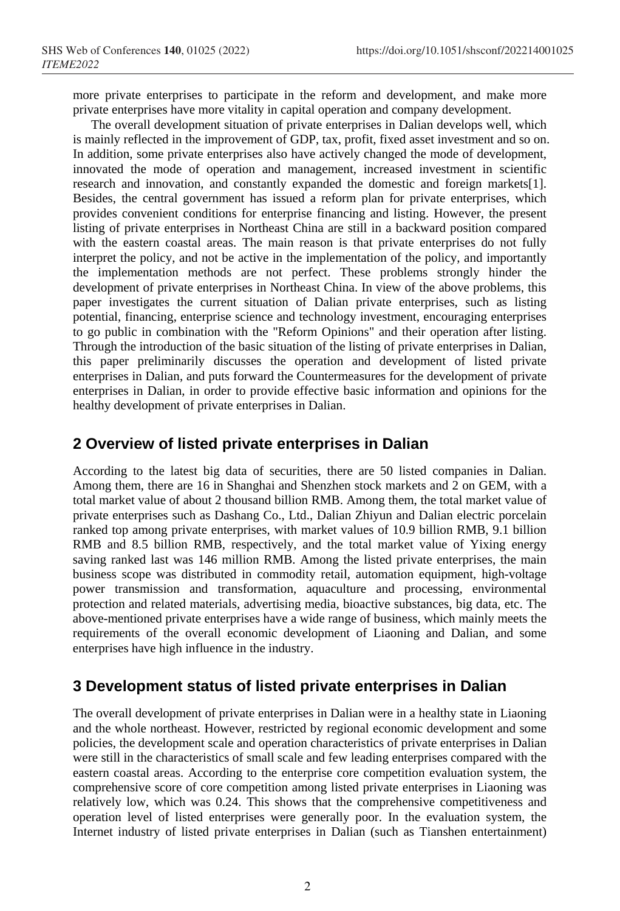more private enterprises to participate in the reform and development, and make more private enterprises have more vitality in capital operation and company development.

The overall development situation of private enterprises in Dalian develops well, which is mainly reflected in the improvement of GDP, tax, profit, fixed asset investment and so on. In addition, some private enterprises also have actively changed the mode of development, innovated the mode of operation and management, increased investment in scientific research and innovation, and constantly expanded the domestic and foreign markets[1]. Besides, the central government has issued a reform plan for private enterprises, which provides convenient conditions for enterprise financing and listing. However, the present listing of private enterprises in Northeast China are still in a backward position compared with the eastern coastal areas. The main reason is that private enterprises do not fully interpret the policy, and not be active in the implementation of the policy, and importantly the implementation methods are not perfect. These problems strongly hinder the development of private enterprises in Northeast China. In view of the above problems, this paper investigates the current situation of Dalian private enterprises, such as listing potential, financing, enterprise science and technology investment, encouraging enterprises to go public in combination with the "Reform Opinions" and their operation after listing. Through the introduction of the basic situation of the listing of private enterprises in Dalian, this paper preliminarily discusses the operation and development of listed private enterprises in Dalian, and puts forward the Countermeasures for the development of private enterprises in Dalian, in order to provide effective basic information and opinions for the healthy development of private enterprises in Dalian.

## 2 Overview of listed private enterprises in Dalian

According to the latest big data of securities, there are 50 listed companies in Dalian. Among them, there are 16 in Shanghai and Shenzhen stock markets and 2 on GEM, with a total market value of about 2 thousand billion RMB. Among them, the total market value of private enterprises such as Dashang Co., Ltd., Dalian Zhiyun and Dalian electric porcelain ranked top among private enterprises, with market values of 10.9 billion RMB, 9.1 billion RMB and 8.5 billion RMB, respectively, and the total market value of Yixing energy saving ranked last was 146 million RMB. Among the listed private enterprises, the main business scope was distributed in commodity retail, automation equipment, high-voltage power transmission and transformation, aquaculture and processing, environmental protection and related materials, advertising media, bioactive substances, big data, etc. The above-mentioned private enterprises have a wide range of business, which mainly meets the requirements of the overall economic development of Liaoning and Dalian, and some enterprises have high influence in the industry.

## 3 Development status of listed private enterprises in Dalian

The overall development of private enterprises in Dalian were in a healthy state in Liaoning and the whole northeast. However, restricted by regional economic development and some policies, the development scale and operation characteristics of private enterprises in Dalian were still in the characteristics of small scale and few leading enterprises compared with the eastern coastal areas. According to the enterprise core competition evaluation system, the comprehensive score of core competition among listed private enterprises in Liaoning was relatively low, which was 0.24. This shows that the comprehensive competitiveness and operation level of listed enterprises were generally poor. In the evaluation system, the Internet industry of listed private enterprises in Dalian (such as Tianshen entertainment)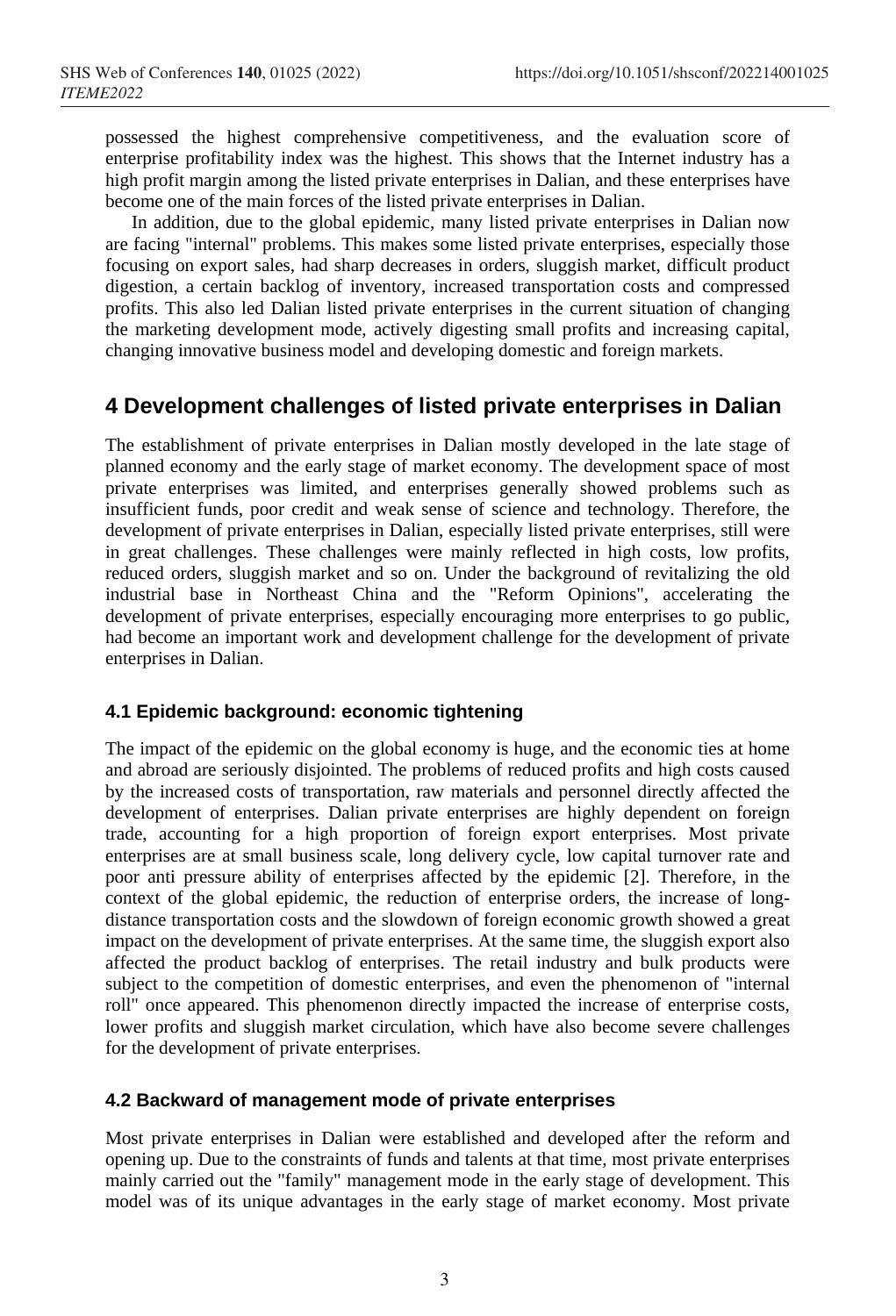possessed the highest comprehensive competitiveness, and the evaluation score of enterprise profitability index was the highest. This shows that the Internet industry has a high profit margin among the listed private enterprises in Dalian, and these enterprises have become one of the main forces of the listed private enterprises in Dalian.

In addition, due to the global epidemic, many listed private enterprises in Dalian now are facing "internal" problems. This makes some listed private enterprises, especially those focusing on export sales, had sharp decreases in orders, sluggish market, difficult product digestion, a certain backlog of inventory, increased transportation costs and compressed profits. This also led Dalian listed private enterprises in the current situation of changing the marketing development mode, actively digesting small profits and increasing capital, changing innovative business model and developing domestic and foreign markets.

## 4 Development challenges of listed private enterprises in Dalian

The establishment of private enterprises in Dalian mostly developed in the late stage of planned economy and the early stage of market economy. The development space of most private enterprises was limited, and enterprises generally showed problems such as insufficient funds, poor credit and weak sense of science and technology. Therefore, the development of private enterprises in Dalian, especially listed private enterprises, still were in great challenges. These challenges were mainly reflected in high costs, low profits, reduced orders, sluggish market and so on. Under the background of revitalizing the old industrial base in Northeast China and the "Reform Opinions", accelerating the development of private enterprises, especially encouraging more enterprises to go public, had become an important work and development challenge for the development of private enterprises in Dalian.

### 4.1 Epidemic background: economic tightening

The impact of the epidemic on the global economy is huge, and the economic ties at home and abroad are seriously disjointed. The problems of reduced profits and high costs caused by the increased costs of transportation, raw materials and personnel directly affected the development of enterprises. Dalian private enterprises are highly dependent on foreign trade, accounting for a high proportion of foreign export enterprises. Most private enterprises are at small business scale, long delivery cycle, low capital turnover rate and poor anti pressure ability of enterprises affected by the epidemic [2]. Therefore, in the context of the global epidemic, the reduction of enterprise orders, the increase of long-distance transportation costs and the slowdown of foreign economic growth showed a great impact on the development of private enterprises. At the same time, the sluggish export also affected the product backlog of enterprises. The retail industry and bulk products were subject to the competition of domestic enterprises, and even the phenomenon of "internal roll" once appeared. This phenomenon directly impacted the increase of enterprise costs, lower profits and sluggish market circulation, which have also become severe challenges for the development of private enterprises.

### 4.2 Backward of management mode of private enterprises

Most private enterprises in Dalian were established and developed after the reform and opening up. Due to the constraints of funds and talents at that time, most private enterprises mainly carried out the "family" management mode in the early stage of development. This model was of its unique advantages in the early stage of market economy. Most private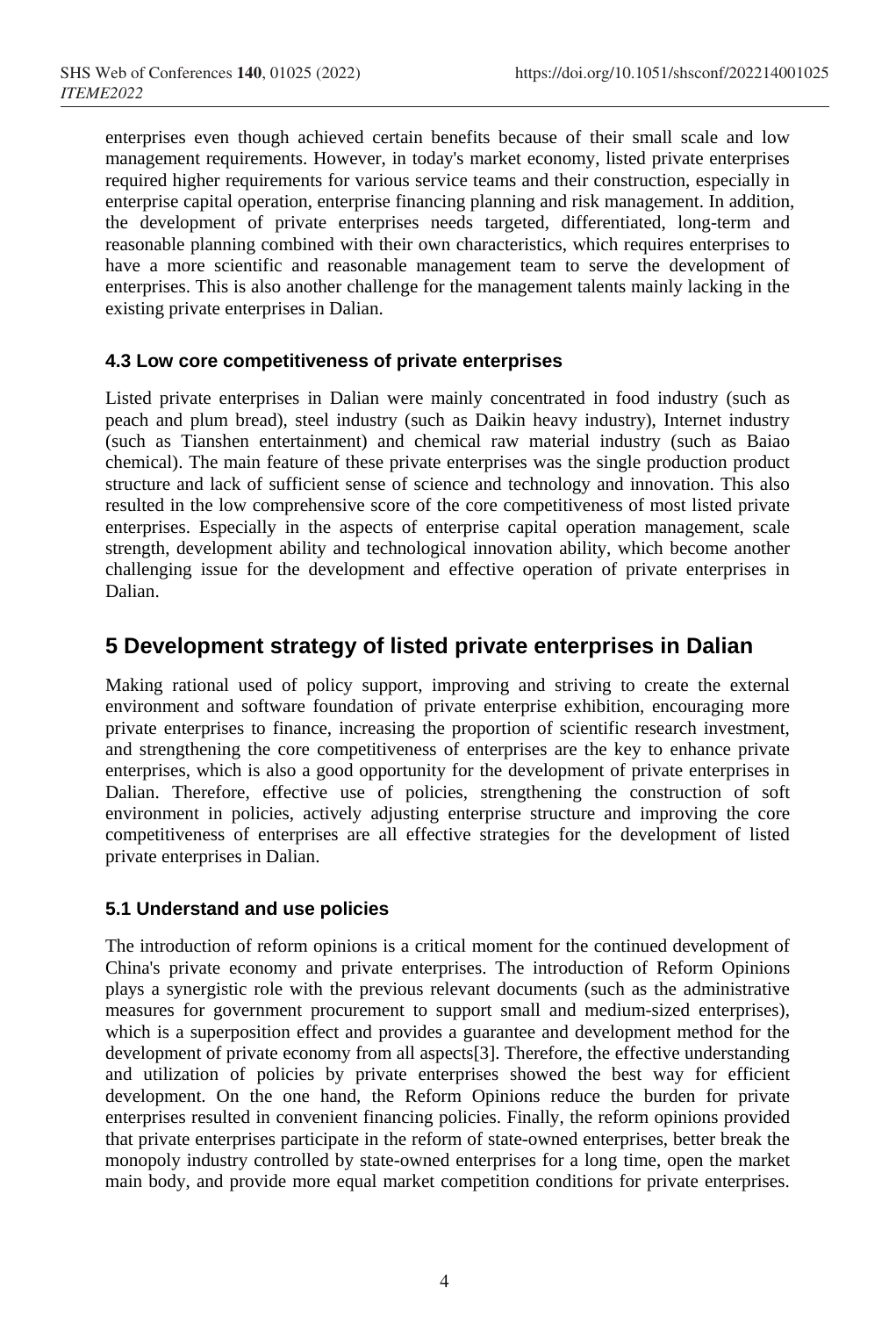enterprises even though achieved certain benefits because of their small scale and low management requirements. However, in today's market economy, listed private enterprises required higher requirements for various service teams and their construction, especially in enterprise capital operation, enterprise financing planning and risk management. In addition, the development of private enterprises needs targeted, differentiated, long-term and reasonable planning combined with their own characteristics, which requires enterprises to have a more scientific and reasonable management team to serve the development of enterprises. This is also another challenge for the management talents mainly lacking in the existing private enterprises in Dalian.

### 4.3 Low core competitiveness of private enterprises

Listed private enterprises in Dalian were mainly concentrated in food industry (such as peach and plum bread), steel industry (such as Daikin heavy industry), Internet industry (such as Tianshen entertainment) and chemical raw material industry (such as Baiao chemical). The main feature of these private enterprises was the single production product structure and lack of sufficient sense of science and technology and innovation. This also resulted in the low comprehensive score of the core competitiveness of most listed private enterprises. Especially in the aspects of enterprise capital operation management, scale strength, development ability and technological innovation ability, which become another challenging issue for the development and effective operation of private enterprises in Dalian.

## 5 Development strategy of listed private enterprises in Dalian

Making rational used of policy support, improving and striving to create the external environment and software foundation of private enterprise exhibition, encouraging more private enterprises to finance, increasing the proportion of scientific research investment, and strengthening the core competitiveness of enterprises are the key to enhance private enterprises, which is also a good opportunity for the development of private enterprises in Dalian. Therefore, effective use of policies, strengthening the construction of soft environment in policies, actively adjusting enterprise structure and improving the core competitiveness of enterprises are all effective strategies for the development of listed private enterprises in Dalian.

### 5.1 Understand and use policies

The introduction of reform opinions is a critical moment for the continued development of China's private economy and private enterprises. The introduction of Reform Opinions plays a synergistic role with the previous relevant documents (such as the administrative measures for government procurement to support small and medium-sized enterprises), which is a superposition effect and provides a guarantee and development method for the development of private economy from all aspects[3]. Therefore, the effective understanding and utilization of policies by private enterprises showed the best way for efficient development. On the one hand, the Reform Opinions reduce the burden for private enterprises resulted in convenient financing policies. Finally, the reform opinions provided that private enterprises participate in the reform of state-owned enterprises, better break the monopoly industry controlled by state-owned enterprises for a long time, open the market main body, and provide more equal market competition conditions for private enterprises.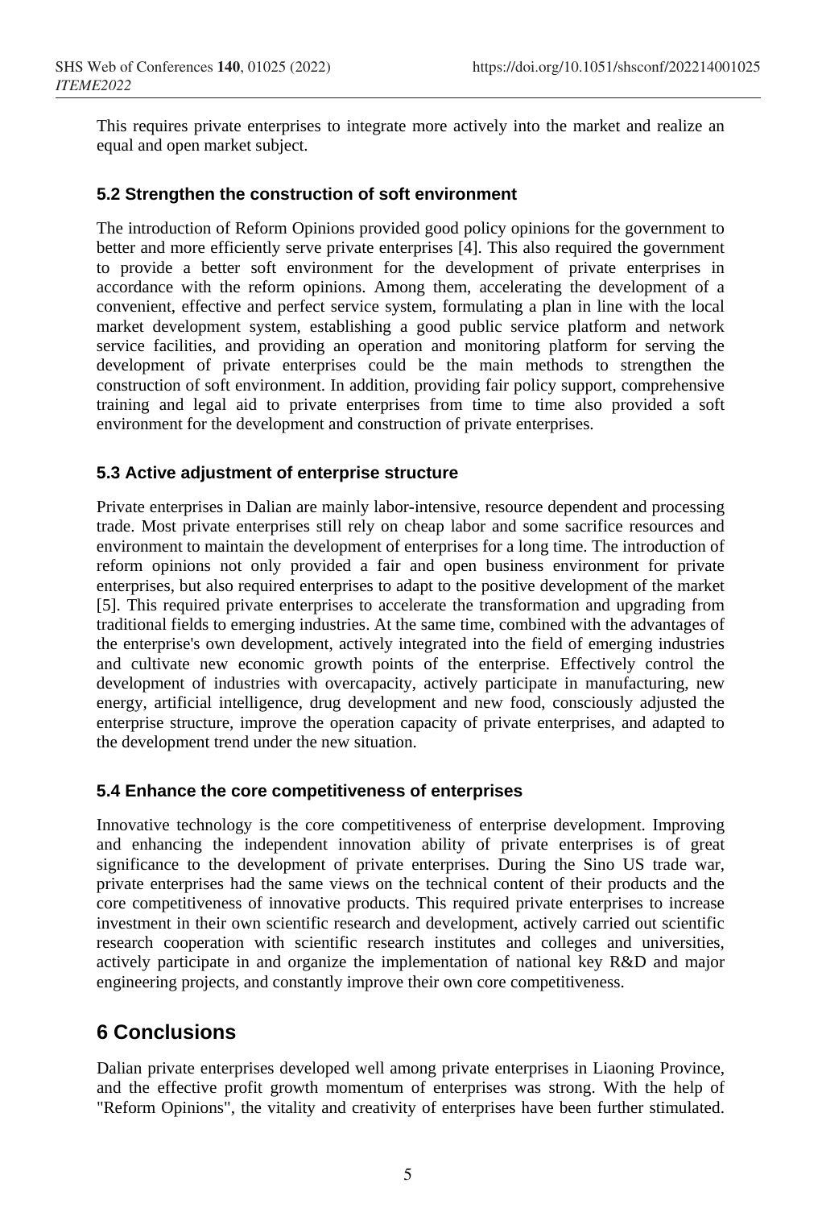This requires private enterprises to integrate more actively into the market and realize an equal and open market subject.

### 5.2 Strengthen the construction of soft environment

The introduction of Reform Opinions provided good policy opinions for the government to better and more efficiently serve private enterprises [4]. This also required the government to provide a better soft environment for the development of private enterprises in accordance with the reform opinions. Among them, accelerating the development of a convenient, effective and perfect service system, formulating a plan in line with the local market development system, establishing a good public service platform and network service facilities, and providing an operation and monitoring platform for serving the development of private enterprises could be the main methods to strengthen the construction of soft environment. In addition, providing fair policy support, comprehensive training and legal aid to private enterprises from time to time also provided a soft environment for the development and construction of private enterprises.

### 5.3 Active adjustment of enterprise structure

Private enterprises in Dalian are mainly labor-intensive, resource dependent and processing trade. Most private enterprises still rely on cheap labor and some sacrifice resources and environment to maintain the development of enterprises for a long time. The introduction of reform opinions not only provided a fair and open business environment for private enterprises, but also required enterprises to adapt to the positive development of the market [5]. This required private enterprises to accelerate the transformation and upgrading from traditional fields to emerging industries. At the same time, combined with the advantages of the enterprise's own development, actively integrated into the field of emerging industries and cultivate new economic growth points of the enterprise. Effectively control the development of industries with overcapacity, actively participate in manufacturing, new energy, artificial intelligence, drug development and new food, consciously adjusted the enterprise structure, improve the operation capacity of private enterprises, and adapted to the development trend under the new situation.

### 5.4 Enhance the core competitiveness of enterprises

Innovative technology is the core competitiveness of enterprise development. Improving and enhancing the independent innovation ability of private enterprises is of great significance to the development of private enterprises. During the Sino US trade war, private enterprises had the same views on the technical content of their products and the core competitiveness of innovative products. This required private enterprises to increase investment in their own scientific research and development, actively carried out scientific research cooperation with scientific research institutes and colleges and universities, actively participate in and organize the implementation of national key R&D and major engineering projects, and constantly improve their own core competitiveness.

## 6 Conclusions

Dalian private enterprises developed well among private enterprises in Liaoning Province, and the effective profit growth momentum of enterprises was strong. With the help of "Reform Opinions", the vitality and creativity of enterprises have been further stimulated.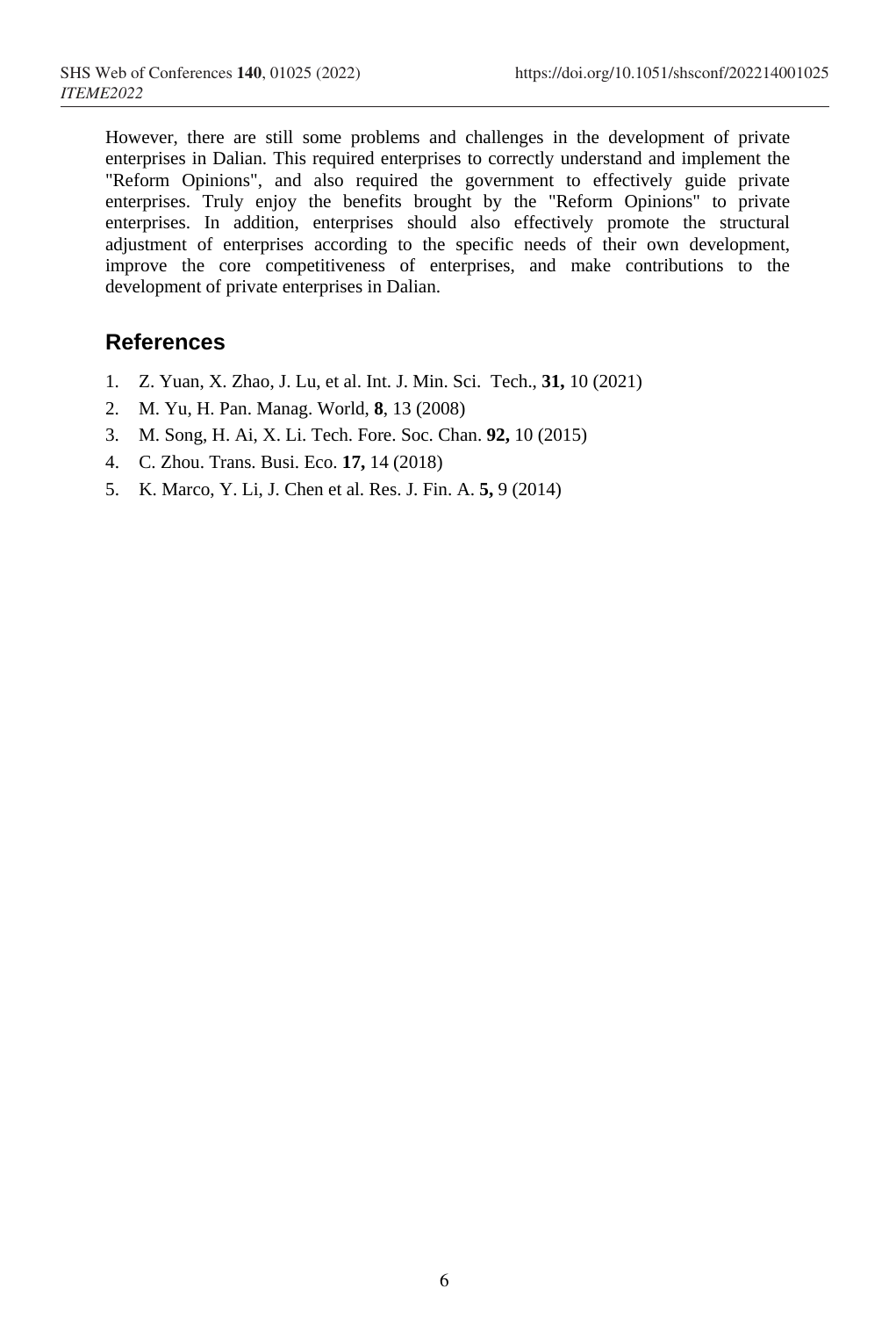However, there are still some problems and challenges in the development of private enterprises in Dalian. This required enterprises to correctly understand and implement the "Reform Opinions", and also required the government to effectively guide private enterprises. Truly enjoy the benefits brought by the "Reform Opinions" to private enterprises. In addition, enterprises should also effectively promote the structural adjustment of enterprises according to the specific needs of their own development, improve the core competitiveness of enterprises, and make contributions to the development of private enterprises in Dalian.

## References

1. Z. Yuan, X. Zhao, J. Lu, et al. Int. J. Min. Sci. Tech., **31,** 10 (2021)
2. M. Yu, H. Pan. Manag. World, **8**, 13 (2008)
3. M. Song, H. Ai, X. Li. Tech. Fore. Soc. Chan. **92,** 10 (2015)
4. C. Zhou. Trans. Busi. Eco. **17,** 14 (2018)
5. K. Marco, Y. Li, J. Chen et al. Res. J. Fin. A. **5,** 9 (2014)